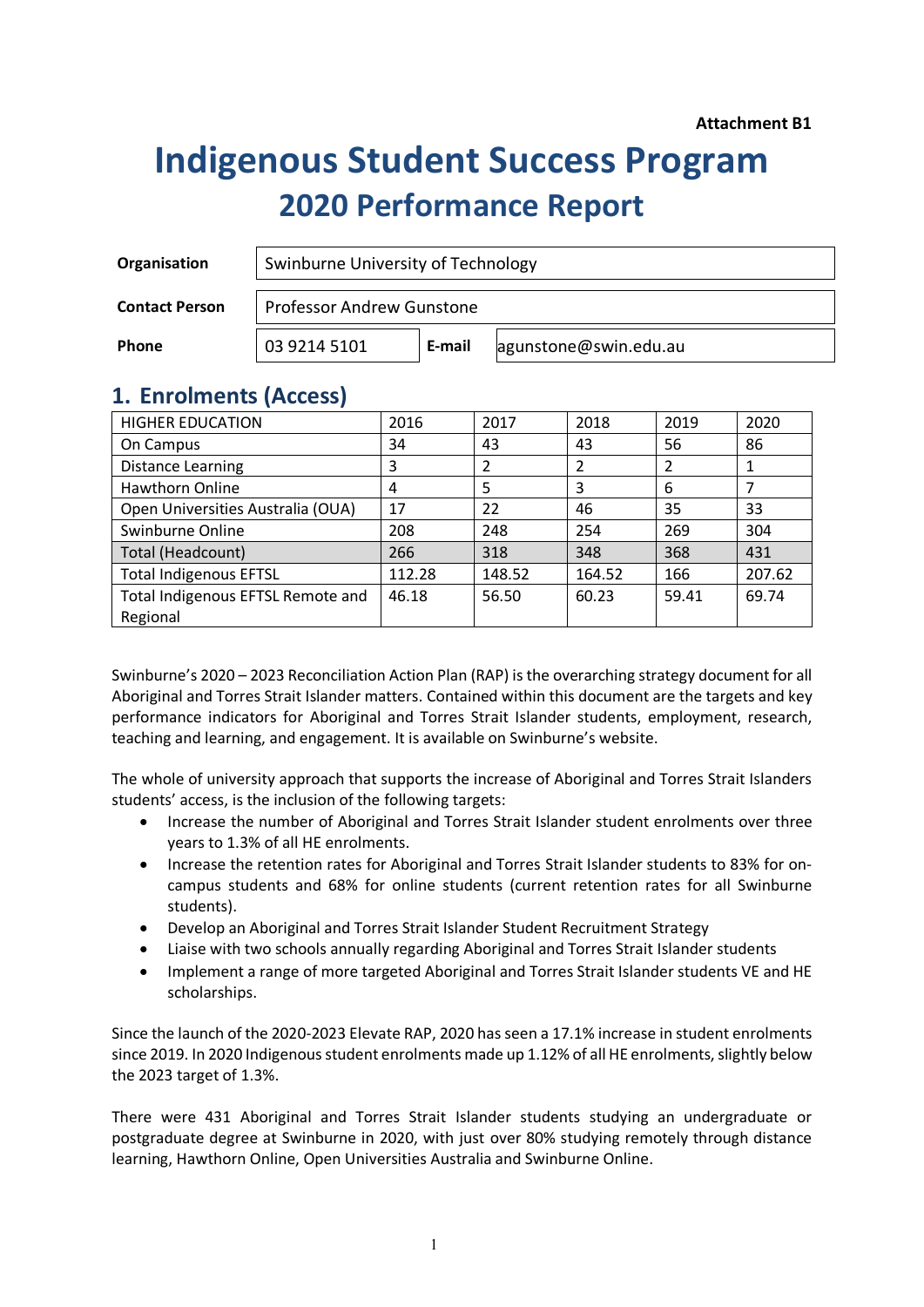**Attachment B1**

# Indigenous Student Success Program

## 2020 Performance Report

| | | | |
|---|---|---|---|
| **Organisation** | Swinburne University of Technology | | |
| **Contact Person** | Professor Andrew Gunstone | | |
| **Phone** | 03 9214 5101 | **E-mail** | agunstone@swin.edu.au |

## 1. Enrolments (Access)

| HIGHER EDUCATION | 2016 | 2017 | 2018 | 2019 | 2020 |
|---|---|---|---|---|---|
| On Campus | 34 | 43 | 43 | 56 | 86 |
| Distance Learning | 3 | 2 | 2 | 2 | 1 |
| Hawthorn Online | 4 | 5 | 3 | 6 | 7 |
| Open Universities Australia (OUA) | 17 | 22 | 46 | 35 | 33 |
| Swinburne Online | 208 | 248 | 254 | 269 | 304 |
| Total (Headcount) | 266 | 318 | 348 | 368 | 431 |
| Total Indigenous EFTSL | 112.28 | 148.52 | 164.52 | 166 | 207.62 |
| Total Indigenous EFTSL Remote and Regional | 46.18 | 56.50 | 60.23 | 59.41 | 69.74 |

Swinburne's 2020 – 2023 Reconciliation Action Plan (RAP) is the overarching strategy document for all Aboriginal and Torres Strait Islander matters. Contained within this document are the targets and key performance indicators for Aboriginal and Torres Strait Islander students, employment, research, teaching and learning, and engagement. It is available on Swinburne's website.

The whole of university approach that supports the increase of Aboriginal and Torres Strait Islanders students' access, is the inclusion of the following targets:

- Increase the number of Aboriginal and Torres Strait Islander student enrolments over three years to 1.3% of all HE enrolments.
- Increase the retention rates for Aboriginal and Torres Strait Islander students to 83% for on-campus students and 68% for online students (current retention rates for all Swinburne students).
- Develop an Aboriginal and Torres Strait Islander Student Recruitment Strategy
- Liaise with two schools annually regarding Aboriginal and Torres Strait Islander students
- Implement a range of more targeted Aboriginal and Torres Strait Islander students VE and HE scholarships.

Since the launch of the 2020-2023 Elevate RAP, 2020 has seen a 17.1% increase in student enrolments since 2019. In 2020 Indigenous student enrolments made up 1.12% of all HE enrolments, slightly below the 2023 target of 1.3%.

There were 431 Aboriginal and Torres Strait Islander students studying an undergraduate or postgraduate degree at Swinburne in 2020, with just over 80% studying remotely through distance learning, Hawthorn Online, Open Universities Australia and Swinburne Online.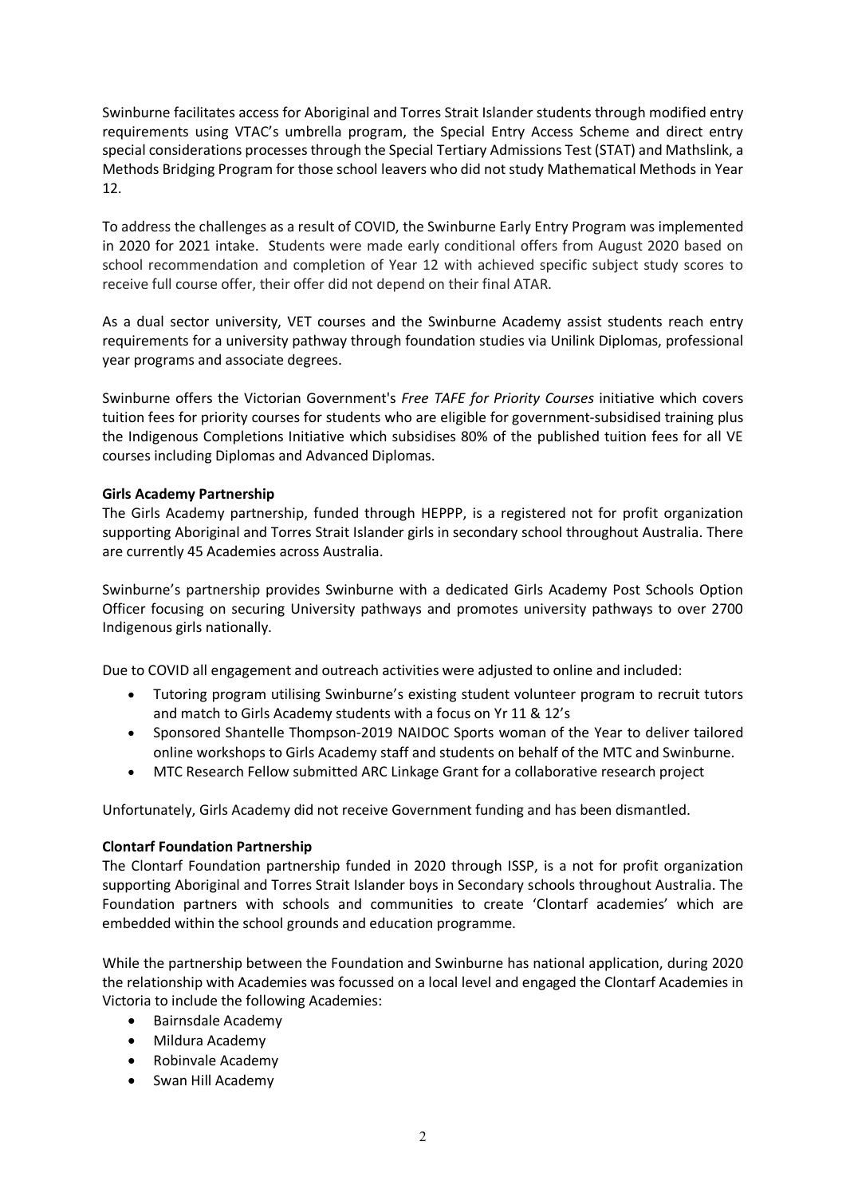Swinburne facilitates access for Aboriginal and Torres Strait Islander students through modified entry requirements using VTAC's umbrella program, the Special Entry Access Scheme and direct entry special considerations processes through the Special Tertiary Admissions Test (STAT) and Mathslink, a Methods Bridging Program for those school leavers who did not study Mathematical Methods in Year 12.

To address the challenges as a result of COVID, the Swinburne Early Entry Program was implemented in 2020 for 2021 intake. Students were made early conditional offers from August 2020 based on school recommendation and completion of Year 12 with achieved specific subject study scores to receive full course offer, their offer did not depend on their final ATAR.

As a dual sector university, VET courses and the Swinburne Academy assist students reach entry requirements for a university pathway through foundation studies via Unilink Diplomas, professional year programs and associate degrees.

Swinburne offers the Victorian Government's *Free TAFE for Priority Courses* initiative which covers tuition fees for priority courses for students who are eligible for government-subsidised training plus the Indigenous Completions Initiative which subsidises 80% of the published tuition fees for all VE courses including Diplomas and Advanced Diplomas.

**Girls Academy Partnership**

The Girls Academy partnership, funded through HEPPP, is a registered not for profit organization supporting Aboriginal and Torres Strait Islander girls in secondary school throughout Australia. There are currently 45 Academies across Australia.

Swinburne's partnership provides Swinburne with a dedicated Girls Academy Post Schools Option Officer focusing on securing University pathways and promotes university pathways to over 2700 Indigenous girls nationally.

Due to COVID all engagement and outreach activities were adjusted to online and included:

- Tutoring program utilising Swinburne's existing student volunteer program to recruit tutors and match to Girls Academy students with a focus on Yr 11 & 12's
- Sponsored Shantelle Thompson-2019 NAIDOC Sports woman of the Year to deliver tailored online workshops to Girls Academy staff and students on behalf of the MTC and Swinburne.
- MTC Research Fellow submitted ARC Linkage Grant for a collaborative research project

Unfortunately, Girls Academy did not receive Government funding and has been dismantled.

**Clontarf Foundation Partnership**

The Clontarf Foundation partnership funded in 2020 through ISSP, is a not for profit organization supporting Aboriginal and Torres Strait Islander boys in Secondary schools throughout Australia. The Foundation partners with schools and communities to create 'Clontarf academies' which are embedded within the school grounds and education programme.

While the partnership between the Foundation and Swinburne has national application, during 2020 the relationship with Academies was focussed on a local level and engaged the Clontarf Academies in Victoria to include the following Academies:

- Bairnsdale Academy
- Mildura Academy
- Robinvale Academy
- Swan Hill Academy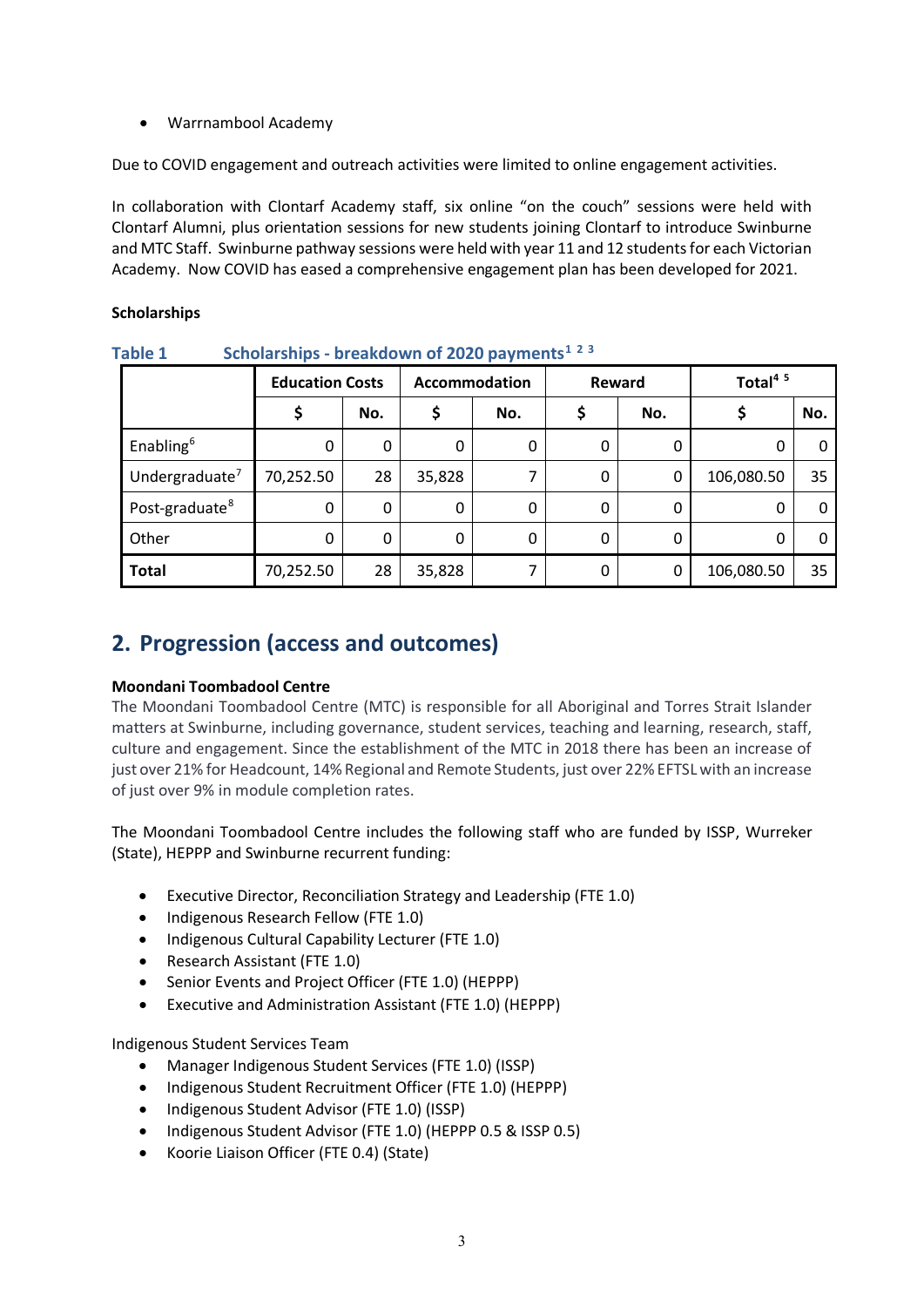- Warrnambool Academy

Due to COVID engagement and outreach activities were limited to online engagement activities.

In collaboration with Clontarf Academy staff, six online "on the couch" sessions were held with Clontarf Alumni, plus orientation sessions for new students joining Clontarf to introduce Swinburne and MTC Staff. Swinburne pathway sessions were held with year 11 and 12 students for each Victorian Academy. Now COVID has eased a comprehensive engagement plan has been developed for 2021.

**Scholarships**

**Table 1 Scholarships - breakdown of 2020 payments[1 2 3]**

| | Education Costs | | Accommodation | | Reward | | Total[4 5] | |
|---|---|---|---|---|---|---|---|---|
| | $ | No. | $ | No. | $ | No. | $ | No. |
| Enabling[6] | 0 | 0 | 0 | 0 | 0 | 0 | 0 | 0 |
| Undergraduate[7] | 70,252.50 | 28 | 35,828 | 7 | 0 | 0 | 106,080.50 | 35 |
| Post-graduate[8] | 0 | 0 | 0 | 0 | 0 | 0 | 0 | 0 |
| Other | 0 | 0 | 0 | 0 | 0 | 0 | 0 | 0 |
| **Total** | 70,252.50 | 28 | 35,828 | 7 | 0 | 0 | 106,080.50 | 35 |

## 2. Progression (access and outcomes)

**Moondani Toombadool Centre**

The Moondani Toombadool Centre (MTC) is responsible for all Aboriginal and Torres Strait Islander matters at Swinburne, including governance, student services, teaching and learning, research, staff, culture and engagement. Since the establishment of the MTC in 2018 there has been an increase of just over 21% for Headcount, 14% Regional and Remote Students, just over 22% EFTSL with an increase of just over 9% in module completion rates.

The Moondani Toombadool Centre includes the following staff who are funded by ISSP, Wurreker (State), HEPPP and Swinburne recurrent funding:

- Executive Director, Reconciliation Strategy and Leadership (FTE 1.0)
- Indigenous Research Fellow (FTE 1.0)
- Indigenous Cultural Capability Lecturer (FTE 1.0)
- Research Assistant (FTE 1.0)
- Senior Events and Project Officer (FTE 1.0) (HEPPP)
- Executive and Administration Assistant (FTE 1.0) (HEPPP)

Indigenous Student Services Team

- Manager Indigenous Student Services (FTE 1.0) (ISSP)
- Indigenous Student Recruitment Officer (FTE 1.0) (HEPPP)
- Indigenous Student Advisor (FTE 1.0) (ISSP)
- Indigenous Student Advisor (FTE 1.0) (HEPPP 0.5 & ISSP 0.5)
- Koorie Liaison Officer (FTE 0.4) (State)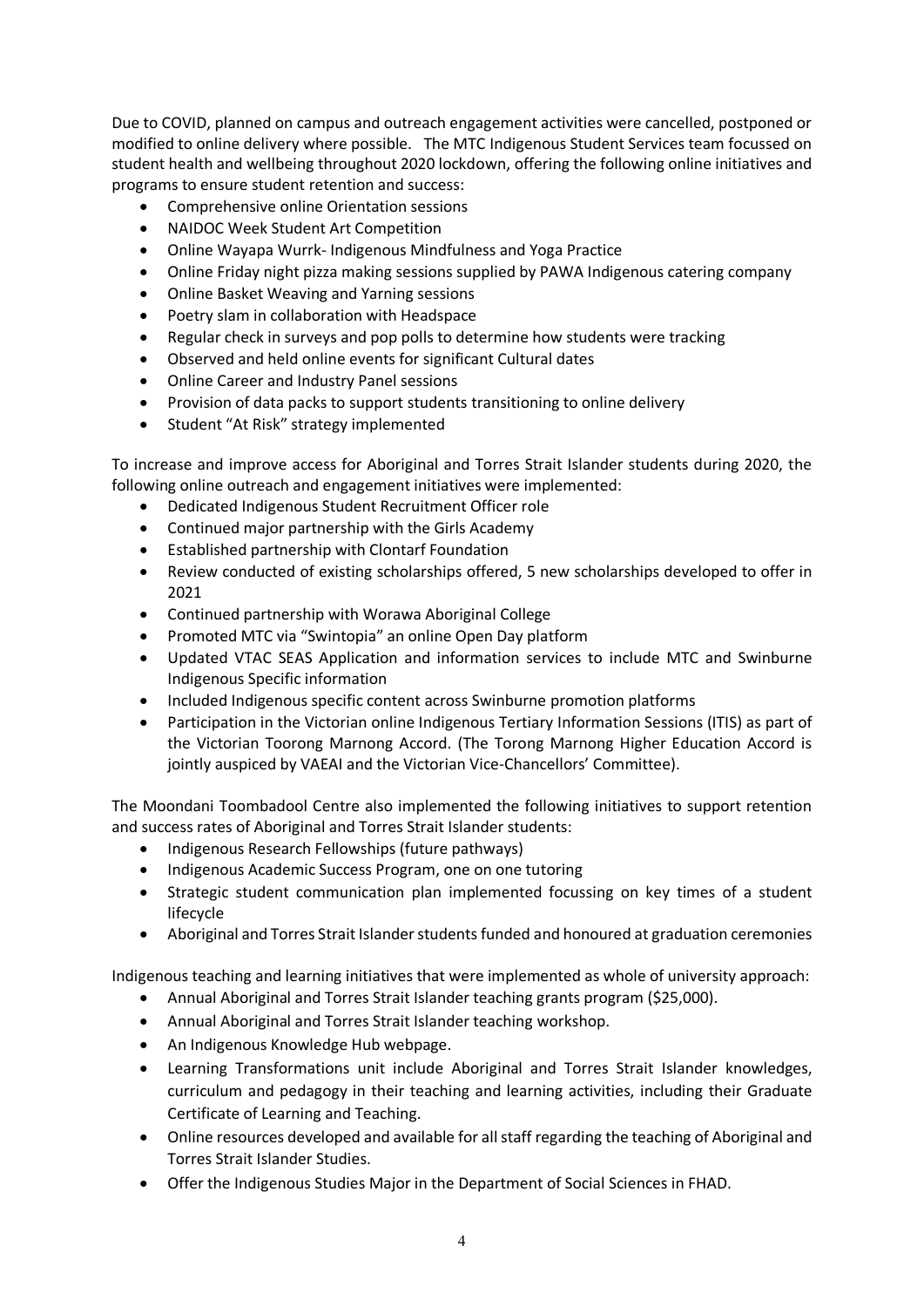Due to COVID, planned on campus and outreach engagement activities were cancelled, postponed or modified to online delivery where possible. The MTC Indigenous Student Services team focussed on student health and wellbeing throughout 2020 lockdown, offering the following online initiatives and programs to ensure student retention and success:

- Comprehensive online Orientation sessions
- NAIDOC Week Student Art Competition
- Online Wayapa Wurrk- Indigenous Mindfulness and Yoga Practice
- Online Friday night pizza making sessions supplied by PAWA Indigenous catering company
- Online Basket Weaving and Yarning sessions
- Poetry slam in collaboration with Headspace
- Regular check in surveys and pop polls to determine how students were tracking
- Observed and held online events for significant Cultural dates
- Online Career and Industry Panel sessions
- Provision of data packs to support students transitioning to online delivery
- Student "At Risk" strategy implemented

To increase and improve access for Aboriginal and Torres Strait Islander students during 2020, the following online outreach and engagement initiatives were implemented:

- Dedicated Indigenous Student Recruitment Officer role
- Continued major partnership with the Girls Academy
- Established partnership with Clontarf Foundation
- Review conducted of existing scholarships offered, 5 new scholarships developed to offer in 2021
- Continued partnership with Worawa Aboriginal College
- Promoted MTC via "Swintopia" an online Open Day platform
- Updated VTAC SEAS Application and information services to include MTC and Swinburne Indigenous Specific information
- Included Indigenous specific content across Swinburne promotion platforms
- Participation in the Victorian online Indigenous Tertiary Information Sessions (ITIS) as part of the Victorian Toorong Marnong Accord. (The Torong Marnong Higher Education Accord is jointly auspiced by VAEAI and the Victorian Vice-Chancellors' Committee).

The Moondani Toombadool Centre also implemented the following initiatives to support retention and success rates of Aboriginal and Torres Strait Islander students:

- Indigenous Research Fellowships (future pathways)
- Indigenous Academic Success Program, one on one tutoring
- Strategic student communication plan implemented focussing on key times of a student lifecycle
- Aboriginal and Torres Strait Islander students funded and honoured at graduation ceremonies

Indigenous teaching and learning initiatives that were implemented as whole of university approach:

- Annual Aboriginal and Torres Strait Islander teaching grants program ($25,000).
- Annual Aboriginal and Torres Strait Islander teaching workshop.
- An Indigenous Knowledge Hub webpage.
- Learning Transformations unit include Aboriginal and Torres Strait Islander knowledges, curriculum and pedagogy in their teaching and learning activities, including their Graduate Certificate of Learning and Teaching.
- Online resources developed and available for all staff regarding the teaching of Aboriginal and Torres Strait Islander Studies.
- Offer the Indigenous Studies Major in the Department of Social Sciences in FHAD.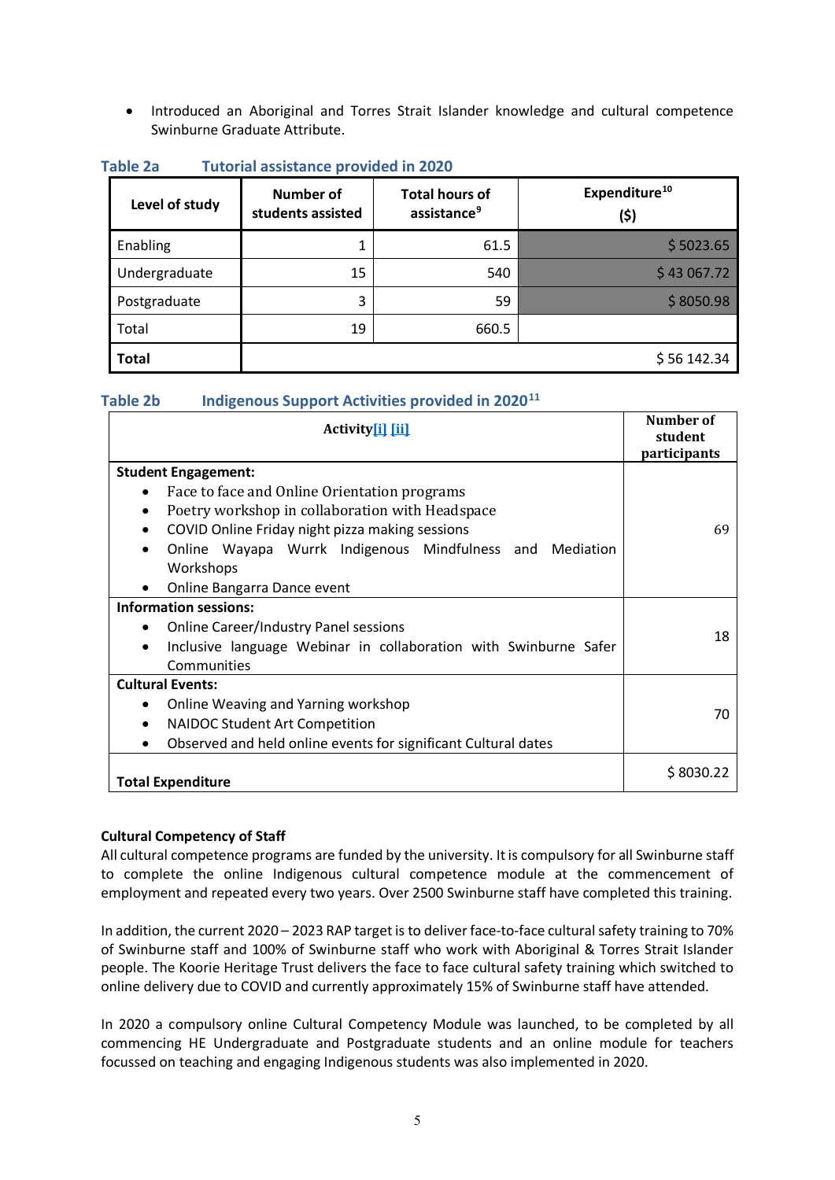- Introduced an Aboriginal and Torres Strait Islander knowledge and cultural competence Swinburne Graduate Attribute.

**Table 2a Tutorial assistance provided in 2020**

| Level of study | Number of students assisted | Total hours of assistance[9] | Expenditure[10] ($) |
|---|---|---|---|
| Enabling | 1 | 61.5 | $ 5023.65 |
| Undergraduate | 15 | 540 | $ 43 067.72 |
| Postgraduate | 3 | 59 | $ 8050.98 |
| Total | 19 | 660.5 | |
| **Total** | | | $ 56 142.34 |

**Table 2b Indigenous Support Activities provided in 2020[11]**

| Activity[i] [ii] | Number of student participants |
|---|---|
| **Student Engagement:**<br>• Face to face and Online Orientation programs<br>• Poetry workshop in collaboration with Headspace<br>• COVID Online Friday night pizza making sessions<br>• Online Wayapa Wurrk Indigenous Mindfulness and Mediation Workshops<br>• Online Bangarra Dance event | 69 |
| **Information sessions:**<br>• Online Career/Industry Panel sessions<br>• Inclusive language Webinar in collaboration with Swinburne Safer Communities | 18 |
| **Cultural Events:**<br>• Online Weaving and Yarning workshop<br>• NAIDOC Student Art Competition<br>• Observed and held online events for significant Cultural dates | 70 |
| **Total Expenditure** | $ 8030.22 |

**Cultural Competency of Staff**

All cultural competence programs are funded by the university. It is compulsory for all Swinburne staff to complete the online Indigenous cultural competence module at the commencement of employment and repeated every two years. Over 2500 Swinburne staff have completed this training.

In addition, the current 2020 – 2023 RAP target is to deliver face-to-face cultural safety training to 70% of Swinburne staff and 100% of Swinburne staff who work with Aboriginal & Torres Strait Islander people. The Koorie Heritage Trust delivers the face to face cultural safety training which switched to online delivery due to COVID and currently approximately 15% of Swinburne staff have attended.

In 2020 a compulsory online Cultural Competency Module was launched, to be completed by all commencing HE Undergraduate and Postgraduate students and an online module for teachers focussed on teaching and engaging Indigenous students was also implemented in 2020.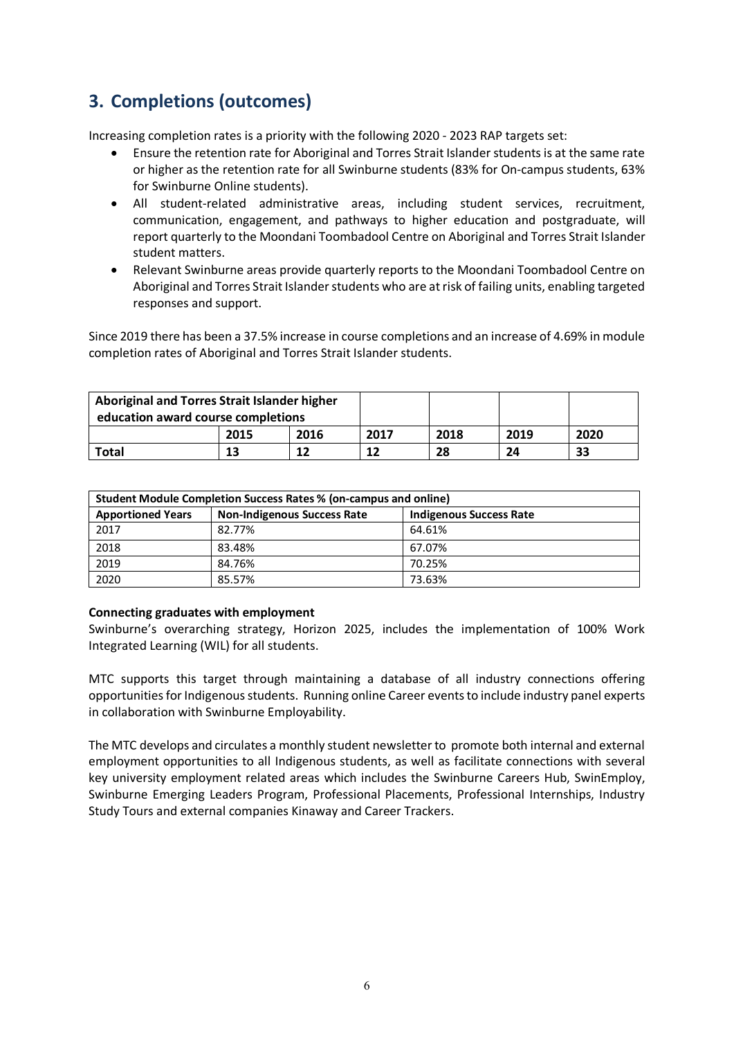## 3. Completions (outcomes)

Increasing completion rates is a priority with the following 2020 - 2023 RAP targets set:

- Ensure the retention rate for Aboriginal and Torres Strait Islander students is at the same rate or higher as the retention rate for all Swinburne students (83% for On-campus students, 63% for Swinburne Online students).
- All student-related administrative areas, including student services, recruitment, communication, engagement, and pathways to higher education and postgraduate, will report quarterly to the Moondani Toombadool Centre on Aboriginal and Torres Strait Islander student matters.
- Relevant Swinburne areas provide quarterly reports to the Moondani Toombadool Centre on Aboriginal and Torres Strait Islander students who are at risk of failing units, enabling targeted responses and support.

Since 2019 there has been a 37.5% increase in course completions and an increase of 4.69% in module completion rates of Aboriginal and Torres Strait Islander students.

| **Aboriginal and Torres Strait Islander higher education award course completions** | | | | | | |
|---|---|---|---|---|---|---|
| | **2015** | **2016** | **2017** | **2018** | **2019** | **2020** |
| **Total** | **13** | **12** | **12** | **28** | **24** | **33** |

| **Student Module Completion Success Rates % (on-campus and online)** | | |
|---|---|---|
| **Apportioned Years** | **Non-Indigenous Success Rate** | **Indigenous Success Rate** |
| 2017 | 82.77% | 64.61% |
| 2018 | 83.48% | 67.07% |
| 2019 | 84.76% | 70.25% |
| 2020 | 85.57% | 73.63% |

**Connecting graduates with employment**

Swinburne's overarching strategy, Horizon 2025, includes the implementation of 100% Work Integrated Learning (WIL) for all students.

MTC supports this target through maintaining a database of all industry connections offering opportunities for Indigenous students. Running online Career events to include industry panel experts in collaboration with Swinburne Employability.

The MTC develops and circulates a monthly student newsletter to promote both internal and external employment opportunities to all Indigenous students, as well as facilitate connections with several key university employment related areas which includes the Swinburne Careers Hub, SwinEmploy, Swinburne Emerging Leaders Program, Professional Placements, Professional Internships, Industry Study Tours and external companies Kinaway and Career Trackers.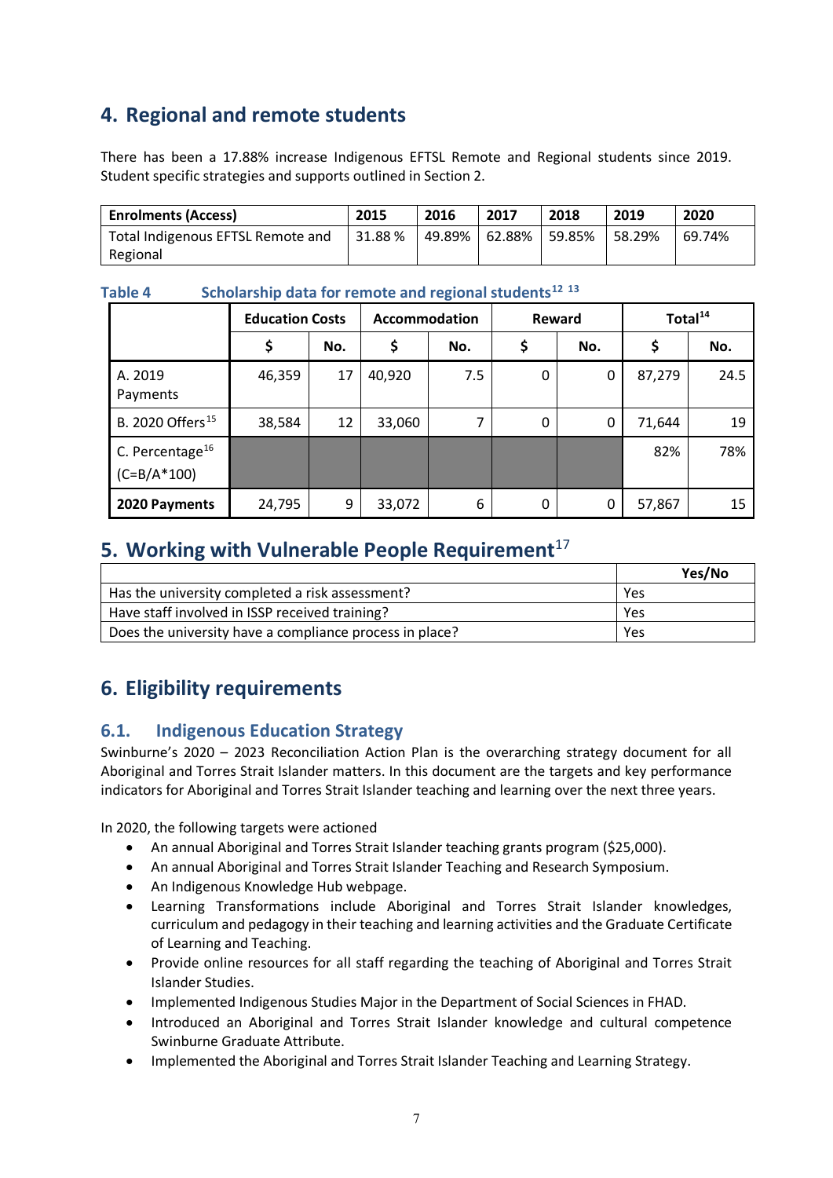## 4. Regional and remote students

There has been a 17.88% increase Indigenous EFTSL Remote and Regional students since 2019. Student specific strategies and supports outlined in Section 2.

| Enrolments (Access) | 2015 | 2016 | 2017 | 2018 | 2019 | 2020 |
|---|---|---|---|---|---|---|
| Total Indigenous EFTSL Remote and Regional | 31.88 % | 49.89% | 62.88% | 59.85% | 58.29% | 69.74% |

**Table 4 Scholarship data for remote and regional students[12] [13]**

| | Education Costs | | Accommodation | | Reward | | Total[14] | |
|---|---|---|---|---|---|---|---|---|
| | $ | No. | $ | No. | $ | No. | $ | No. |
| A. 2019 Payments | 46,359 | 17 | 40,920 | 7.5 | 0 | 0 | 87,279 | 24.5 |
| B. 2020 Offers[15] | 38,584 | 12 | 33,060 | 7 | 0 | 0 | 71,644 | 19 |
| C. Percentage[16] (C=B/A*100) | | | | | | | 82% | 78% |
| **2020 Payments** | 24,795 | 9 | 33,072 | 6 | 0 | 0 | 57,867 | 15 |

## 5. Working with Vulnerable People Requirement[17]

| | Yes/No |
|---|---|
| Has the university completed a risk assessment? | Yes |
| Have staff involved in ISSP received training? | Yes |
| Does the university have a compliance process in place? | Yes |

## 6. Eligibility requirements

### 6.1. Indigenous Education Strategy

Swinburne's 2020 – 2023 Reconciliation Action Plan is the overarching strategy document for all Aboriginal and Torres Strait Islander matters. In this document are the targets and key performance indicators for Aboriginal and Torres Strait Islander teaching and learning over the next three years.

In 2020, the following targets were actioned

- An annual Aboriginal and Torres Strait Islander teaching grants program ($25,000).
- An annual Aboriginal and Torres Strait Islander Teaching and Research Symposium.
- An Indigenous Knowledge Hub webpage.
- Learning Transformations include Aboriginal and Torres Strait Islander knowledges, curriculum and pedagogy in their teaching and learning activities and the Graduate Certificate of Learning and Teaching.
- Provide online resources for all staff regarding the teaching of Aboriginal and Torres Strait Islander Studies.
- Implemented Indigenous Studies Major in the Department of Social Sciences in FHAD.
- Introduced an Aboriginal and Torres Strait Islander knowledge and cultural competence Swinburne Graduate Attribute.
- Implemented the Aboriginal and Torres Strait Islander Teaching and Learning Strategy.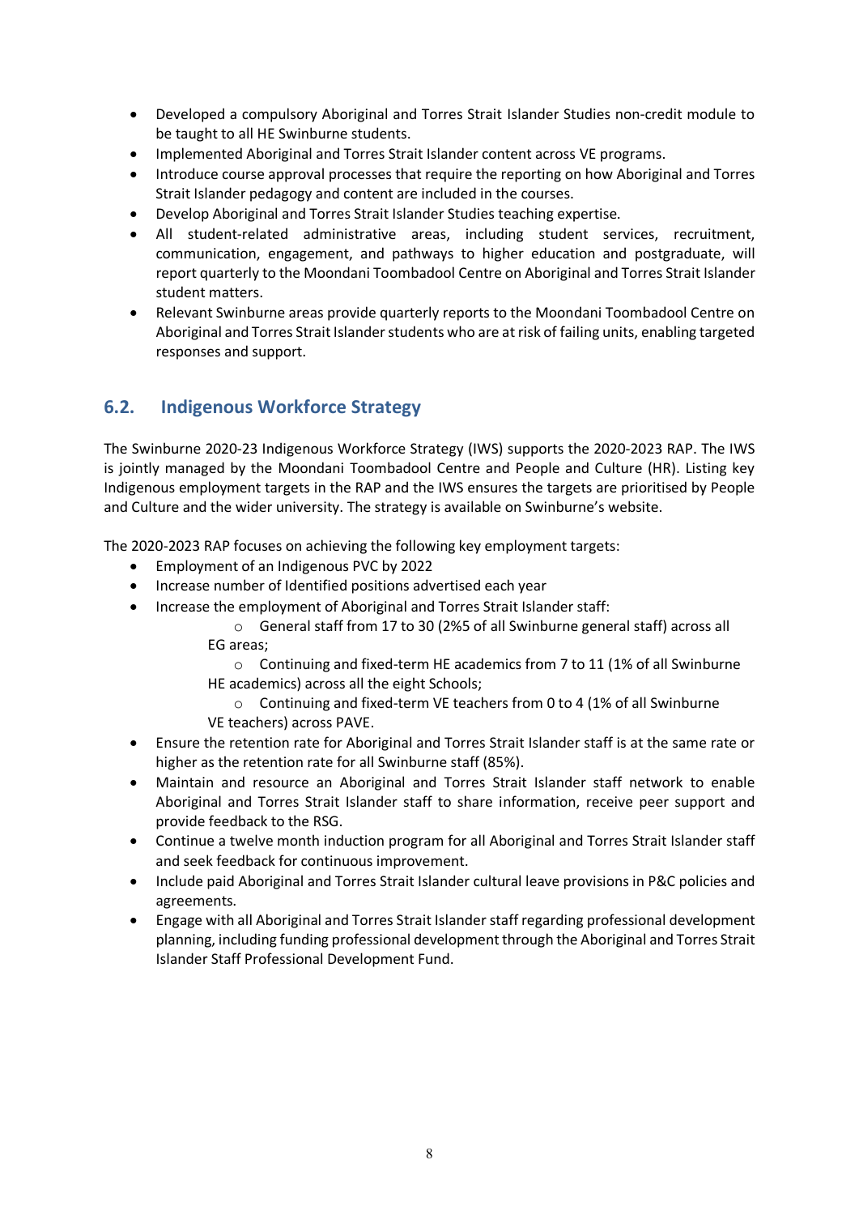- Developed a compulsory Aboriginal and Torres Strait Islander Studies non-credit module to be taught to all HE Swinburne students.
- Implemented Aboriginal and Torres Strait Islander content across VE programs.
- Introduce course approval processes that require the reporting on how Aboriginal and Torres Strait Islander pedagogy and content are included in the courses.
- Develop Aboriginal and Torres Strait Islander Studies teaching expertise.
- All student-related administrative areas, including student services, recruitment, communication, engagement, and pathways to higher education and postgraduate, will report quarterly to the Moondani Toombadool Centre on Aboriginal and Torres Strait Islander student matters.
- Relevant Swinburne areas provide quarterly reports to the Moondani Toombadool Centre on Aboriginal and Torres Strait Islander students who are at risk of failing units, enabling targeted responses and support.

## 6.2. Indigenous Workforce Strategy

The Swinburne 2020-23 Indigenous Workforce Strategy (IWS) supports the 2020-2023 RAP. The IWS is jointly managed by the Moondani Toombadool Centre and People and Culture (HR). Listing key Indigenous employment targets in the RAP and the IWS ensures the targets are prioritised by People and Culture and the wider university. The strategy is available on Swinburne's website.

The 2020-2023 RAP focuses on achieving the following key employment targets:

- Employment of an Indigenous PVC by 2022
- Increase number of Identified positions advertised each year
- Increase the employment of Aboriginal and Torres Strait Islander staff:
  - General staff from 17 to 30 (2%5 of all Swinburne general staff) across all EG areas;
  - Continuing and fixed-term HE academics from 7 to 11 (1% of all Swinburne HE academics) across all the eight Schools;
  - Continuing and fixed-term VE teachers from 0 to 4 (1% of all Swinburne VE teachers) across PAVE.
- Ensure the retention rate for Aboriginal and Torres Strait Islander staff is at the same rate or higher as the retention rate for all Swinburne staff (85%).
- Maintain and resource an Aboriginal and Torres Strait Islander staff network to enable Aboriginal and Torres Strait Islander staff to share information, receive peer support and provide feedback to the RSG.
- Continue a twelve month induction program for all Aboriginal and Torres Strait Islander staff and seek feedback for continuous improvement.
- Include paid Aboriginal and Torres Strait Islander cultural leave provisions in P&C policies and agreements.
- Engage with all Aboriginal and Torres Strait Islander staff regarding professional development planning, including funding professional development through the Aboriginal and Torres Strait Islander Staff Professional Development Fund.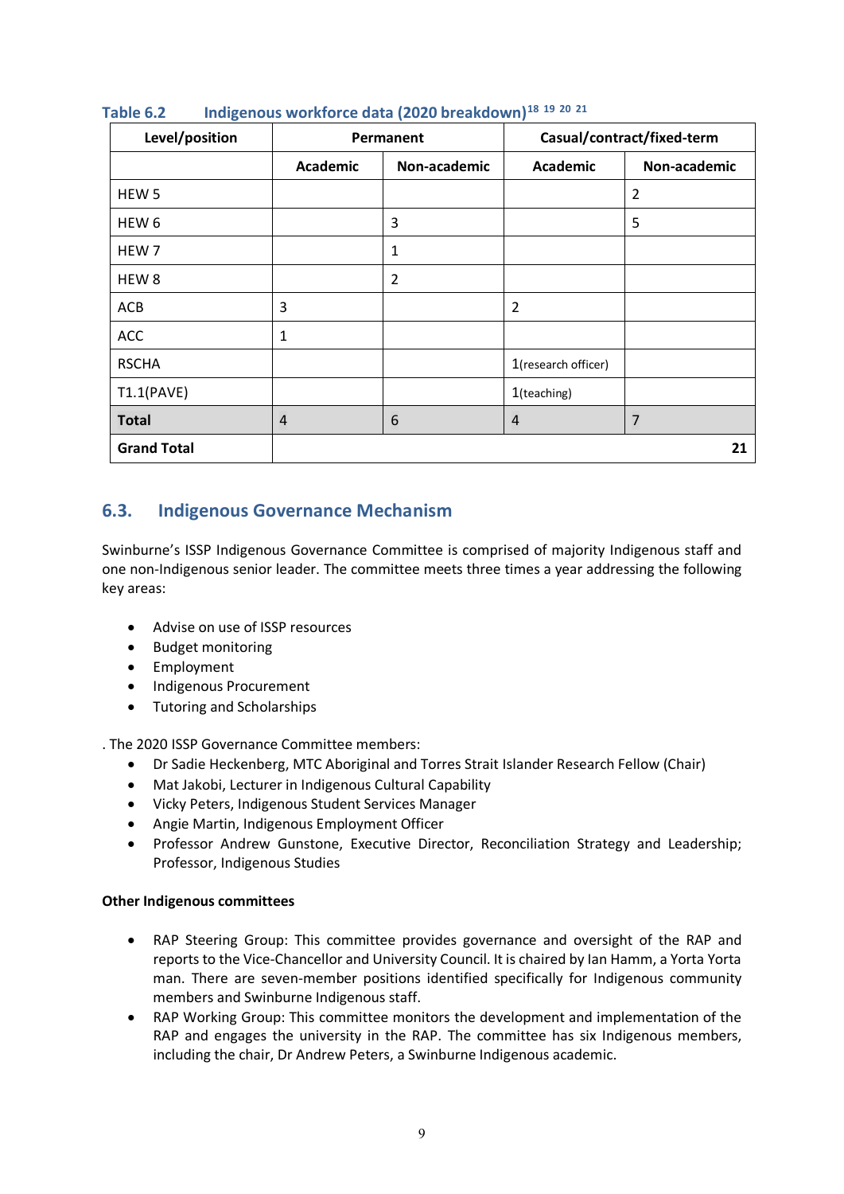Table 6.2 Indigenous workforce data (2020 breakdown)[18] [19] [20] [21]

| Level/position | Permanent | | Casual/contract/fixed-term | |
|---|---|---|---|---|
| | Academic | Non-academic | Academic | Non-academic |
| HEW 5 | | | | 2 |
| HEW 6 | | 3 | | 5 |
| HEW 7 | | 1 | | |
| HEW 8 | | 2 | | |
| ACB | 3 | | 2 | |
| ACC | 1 | | | |
| RSCHA | | | 1(research officer) | |
| T1.1(PAVE) | | | 1(teaching) | |
| **Total** | 4 | 6 | 4 | 7 |
| **Grand Total** | | | | **21** |

## 6.3. Indigenous Governance Mechanism

Swinburne's ISSP Indigenous Governance Committee is comprised of majority Indigenous staff and one non-Indigenous senior leader. The committee meets three times a year addressing the following key areas:

- Advise on use of ISSP resources
- Budget monitoring
- Employment
- Indigenous Procurement
- Tutoring and Scholarships

. The 2020 ISSP Governance Committee members:

- Dr Sadie Heckenberg, MTC Aboriginal and Torres Strait Islander Research Fellow (Chair)
- Mat Jakobi, Lecturer in Indigenous Cultural Capability
- Vicky Peters, Indigenous Student Services Manager
- Angie Martin, Indigenous Employment Officer
- Professor Andrew Gunstone, Executive Director, Reconciliation Strategy and Leadership; Professor, Indigenous Studies

**Other Indigenous committees**

- RAP Steering Group: This committee provides governance and oversight of the RAP and reports to the Vice-Chancellor and University Council. It is chaired by Ian Hamm, a Yorta Yorta man. There are seven-member positions identified specifically for Indigenous community members and Swinburne Indigenous staff.
- RAP Working Group: This committee monitors the development and implementation of the RAP and engages the university in the RAP. The committee has six Indigenous members, including the chair, Dr Andrew Peters, a Swinburne Indigenous academic.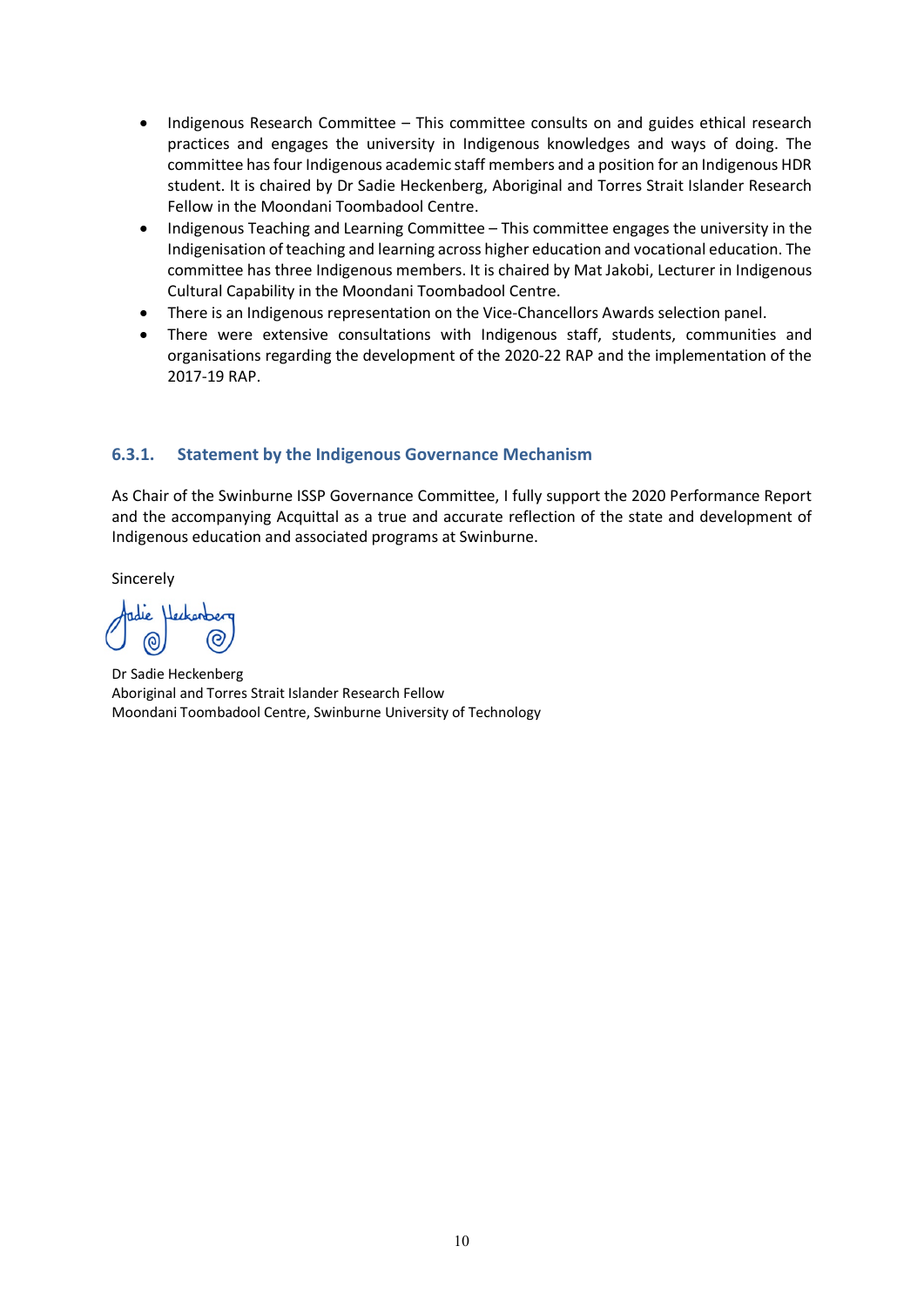- Indigenous Research Committee – This committee consults on and guides ethical research practices and engages the university in Indigenous knowledges and ways of doing. The committee has four Indigenous academic staff members and a position for an Indigenous HDR student. It is chaired by Dr Sadie Heckenberg, Aboriginal and Torres Strait Islander Research Fellow in the Moondani Toombadool Centre.
- Indigenous Teaching and Learning Committee – This committee engages the university in the Indigenisation of teaching and learning across higher education and vocational education. The committee has three Indigenous members. It is chaired by Mat Jakobi, Lecturer in Indigenous Cultural Capability in the Moondani Toombadool Centre.
- There is an Indigenous representation on the Vice-Chancellors Awards selection panel.
- There were extensive consultations with Indigenous staff, students, communities and organisations regarding the development of the 2020-22 RAP and the implementation of the 2017-19 RAP.

### 6.3.1. Statement by the Indigenous Governance Mechanism

As Chair of the Swinburne ISSP Governance Committee, I fully support the 2020 Performance Report and the accompanying Acquittal as a true and accurate reflection of the state and development of Indigenous education and associated programs at Swinburne.

Sincerely

Dr Sadie Heckenberg
Aboriginal and Torres Strait Islander Research Fellow
Moondani Toombadool Centre, Swinburne University of Technology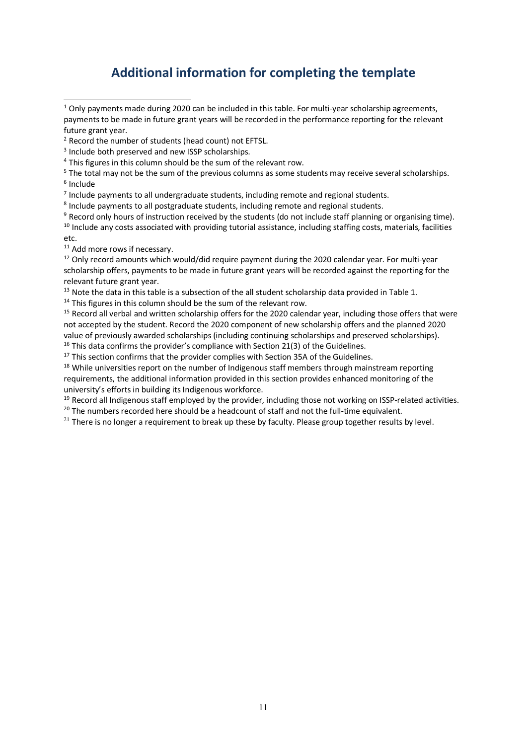## Additional information for completing the template

[1] Only payments made during 2020 can be included in this table. For multi-year scholarship agreements, payments to be made in future grant years will be recorded in the performance reporting for the relevant future grant year.

[2] Record the number of students (head count) not EFTSL.

[3] Include both preserved and new ISSP scholarships.

[4] This figures in this column should be the sum of the relevant row.

[5] The total may not be the sum of the previous columns as some students may receive several scholarships.

[6] Include

[7] Include payments to all undergraduate students, including remote and regional students.

[8] Include payments to all postgraduate students, including remote and regional students.

[9] Record only hours of instruction received by the students (do not include staff planning or organising time).

[10] Include any costs associated with providing tutorial assistance, including staffing costs, materials, facilities etc.

[11] Add more rows if necessary.

[12] Only record amounts which would/did require payment during the 2020 calendar year. For multi-year scholarship offers, payments to be made in future grant years will be recorded against the reporting for the relevant future grant year.

[13] Note the data in this table is a subsection of the all student scholarship data provided in Table 1.

[14] This figures in this column should be the sum of the relevant row.

[15] Record all verbal and written scholarship offers for the 2020 calendar year, including those offers that were not accepted by the student. Record the 2020 component of new scholarship offers and the planned 2020 value of previously awarded scholarships (including continuing scholarships and preserved scholarships).

[16] This data confirms the provider's compliance with Section 21(3) of the Guidelines.

[17] This section confirms that the provider complies with Section 35A of the Guidelines.

[18] While universities report on the number of Indigenous staff members through mainstream reporting requirements, the additional information provided in this section provides enhanced monitoring of the university's efforts in building its Indigenous workforce.

[19] Record all Indigenous staff employed by the provider, including those not working on ISSP-related activities.

[20] The numbers recorded here should be a headcount of staff and not the full-time equivalent.

[21] There is no longer a requirement to break up these by faculty. Please group together results by level.